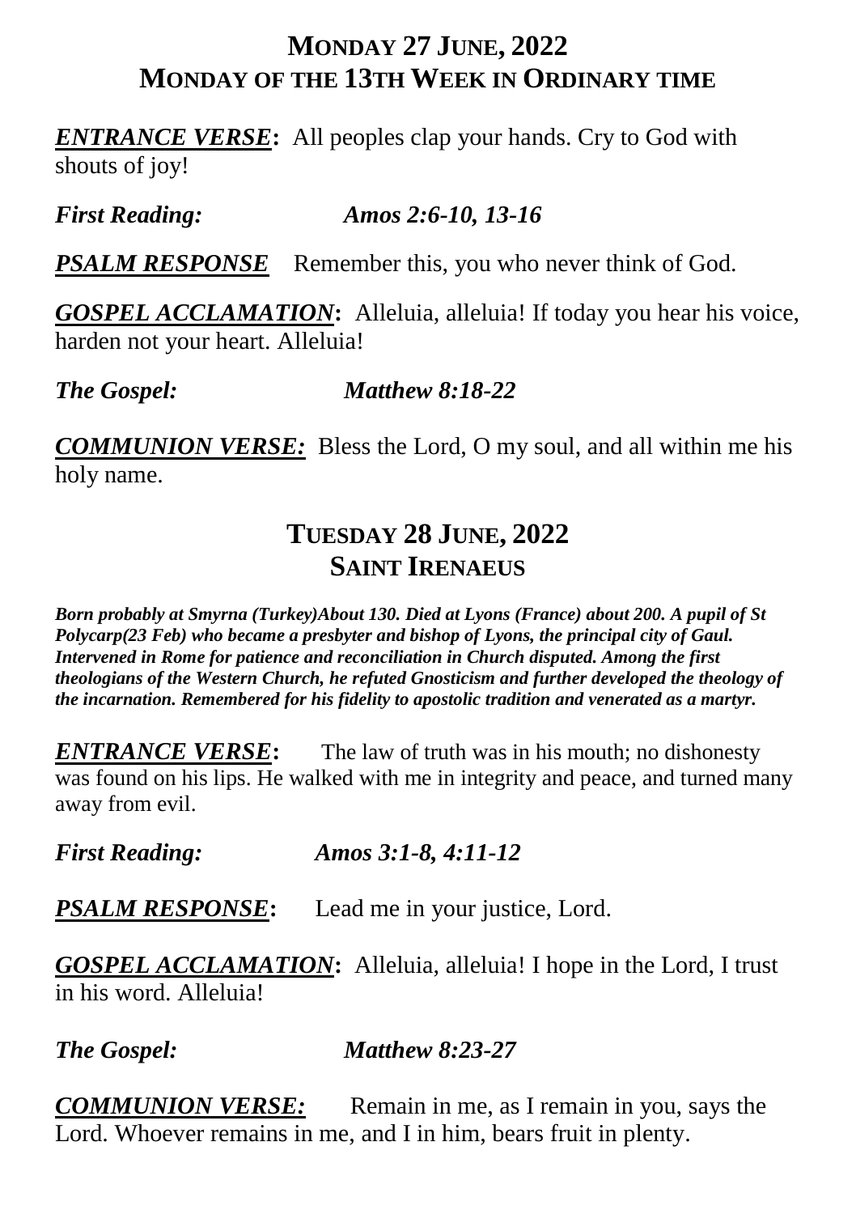## Monday 27 June, 2022
## Monday of the 13th Week in Ordinary time

***ENTRANCE VERSE*:** All peoples clap your hands. Cry to God with shouts of joy!

***First Reading:*** ***Amos 2:6-10, 13-16***

***PSALM RESPONSE*** Remember this, you who never think of God.

***GOSPEL ACCLAMATION*:** Alleluia, alleluia! If today you hear his voice, harden not your heart. Alleluia!

***The Gospel:*** ***Matthew 8:18-22***

***COMMUNION VERSE:*** Bless the Lord, O my soul, and all within me his holy name.

## Tuesday 28 June, 2022
## Saint Irenaeus

***Born probably at Smyrna (Turkey)About 130. Died at Lyons (France) about 200. A pupil of St Polycarp(23 Feb) who became a presbyter and bishop of Lyons, the principal city of Gaul. Intervened in Rome for patience and reconciliation in Church disputed. Among the first theologians of the Western Church, he refuted Gnosticism and further developed the theology of the incarnation. Remembered for his fidelity to apostolic tradition and venerated as a martyr.***

***ENTRANCE VERSE*:** The law of truth was in his mouth; no dishonesty was found on his lips. He walked with me in integrity and peace, and turned many away from evil.

***First Reading:*** ***Amos 3:1-8, 4:11-12***

***PSALM RESPONSE*:** Lead me in your justice, Lord.

***GOSPEL ACCLAMATION*:** Alleluia, alleluia! I hope in the Lord, I trust in his word. Alleluia!

***The Gospel:*** ***Matthew 8:23-27***

***COMMUNION VERSE:*** Remain in me, as I remain in you, says the Lord. Whoever remains in me, and I in him, bears fruit in plenty.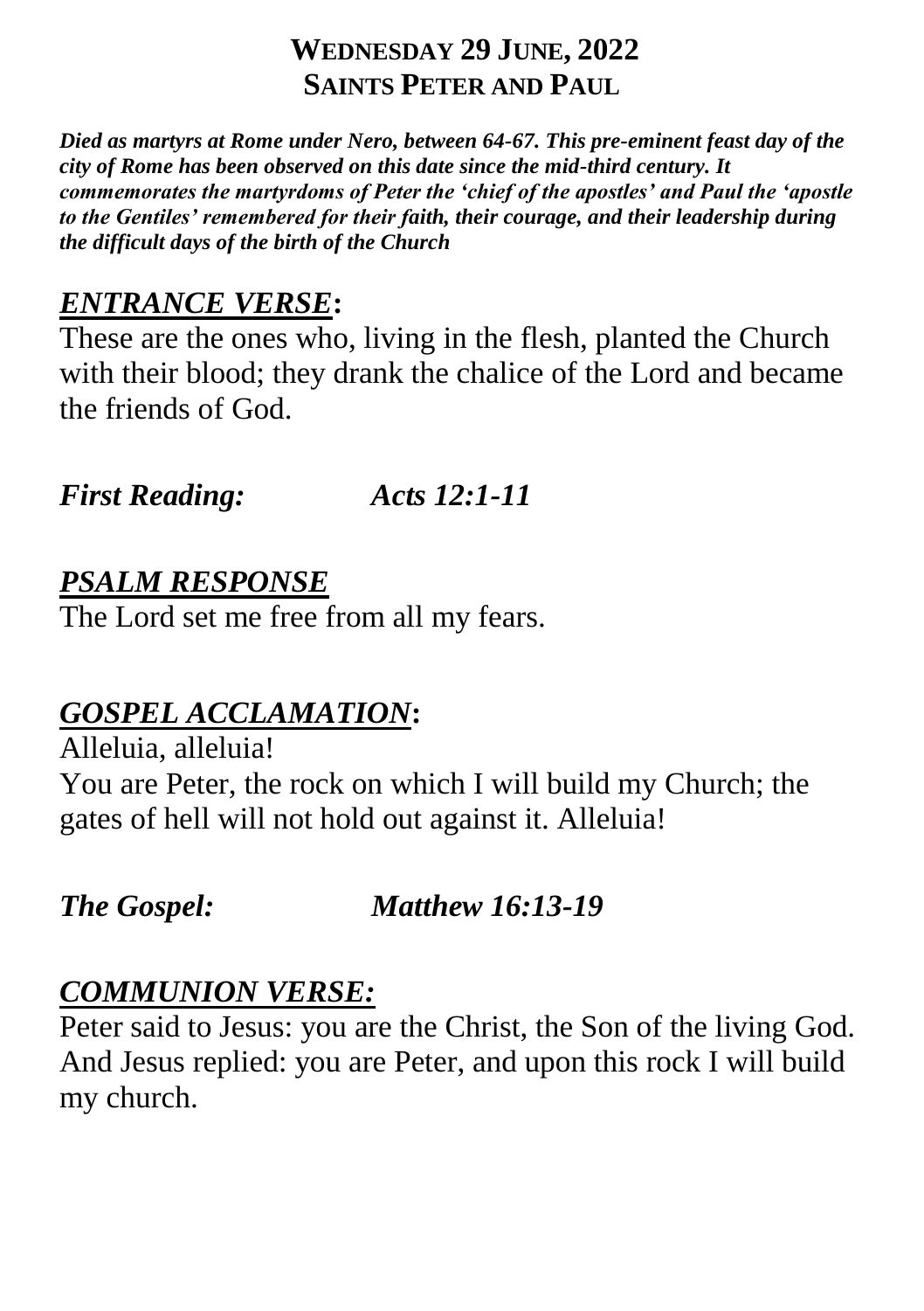## WEDNESDAY 29 JUNE, 2022
## SAINTS PETER AND PAUL

***Died as martyrs at Rome under Nero, between 64-67. This pre-eminent feast day of the city of Rome has been observed on this date since the mid-third century. It commemorates the martyrdoms of Peter the 'chief of the apostles' and Paul the 'apostle to the Gentiles' remembered for their faith, their courage, and their leadership during the difficult days of the birth of the Church***

### ***ENTRANCE VERSE*:**

These are the ones who, living in the flesh, planted the Church with their blood; they drank the chalice of the Lord and became the friends of God.

***First Reading:*** ***Acts 12:1-11***

### ***PSALM RESPONSE***

The Lord set me free from all my fears.

### ***GOSPEL ACCLAMATION*:**

Alleluia, alleluia!
You are Peter, the rock on which I will build my Church; the gates of hell will not hold out against it. Alleluia!

***The Gospel:*** ***Matthew 16:13-19***

### ***COMMUNION VERSE:***

Peter said to Jesus: you are the Christ, the Son of the living God. And Jesus replied: you are Peter, and upon this rock I will build my church.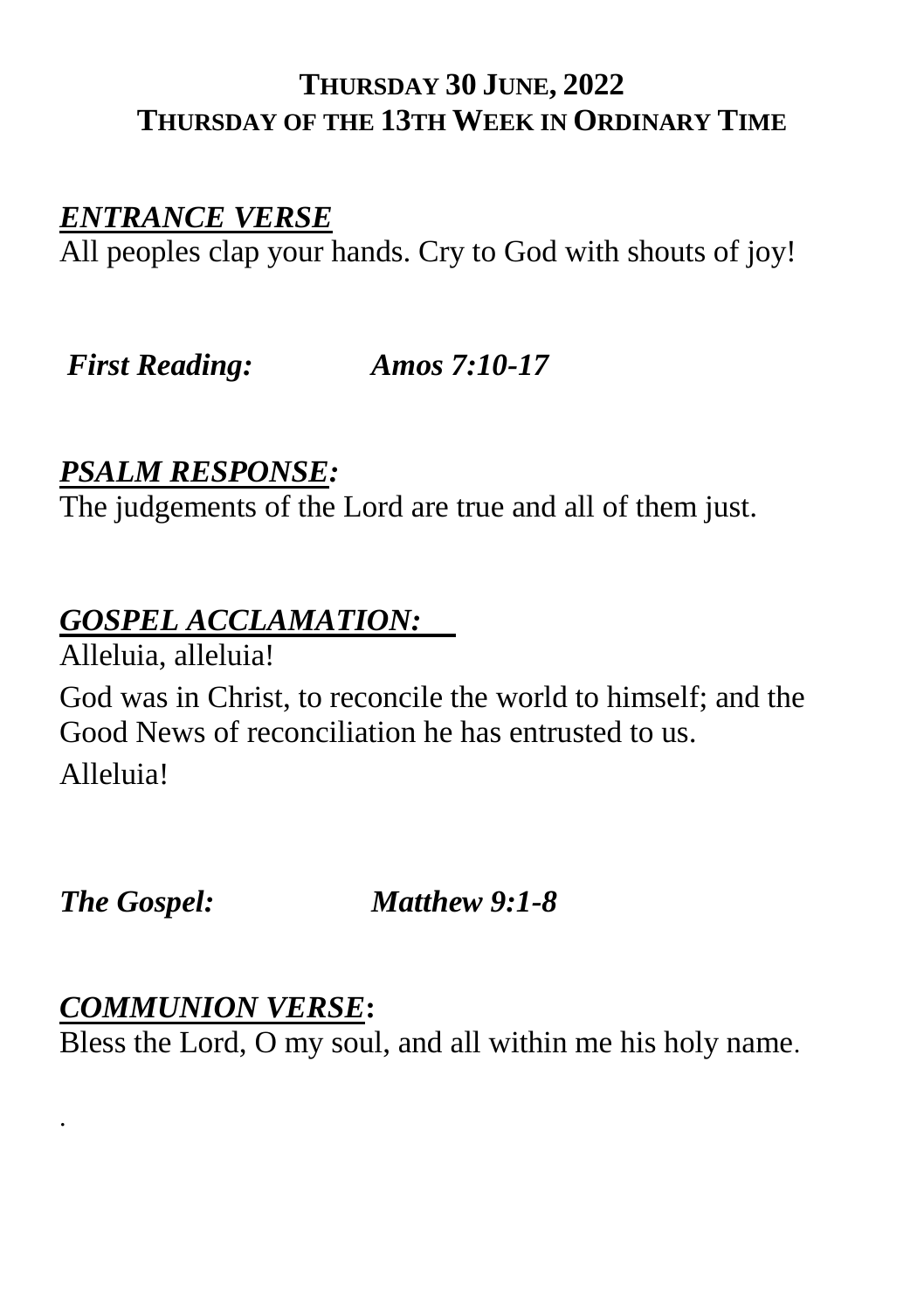## THURSDAY 30 JUNE, 2022
## THURSDAY OF THE 13TH WEEK IN ORDINARY TIME

***ENTRANCE VERSE***

All peoples clap your hands. Cry to God with shouts of joy!

***First Reading: Amos 7:10-17***

***PSALM RESPONSE:***

The judgements of the Lord are true and all of them just.

***GOSPEL ACCLAMATION:***

Alleluia, alleluia!

God was in Christ, to reconcile the world to himself; and the Good News of reconciliation he has entrusted to us.

Alleluia!

***The Gospel: Matthew 9:1-8***

***COMMUNION VERSE:***

Bless the Lord, O my soul, and all within me his holy name.

.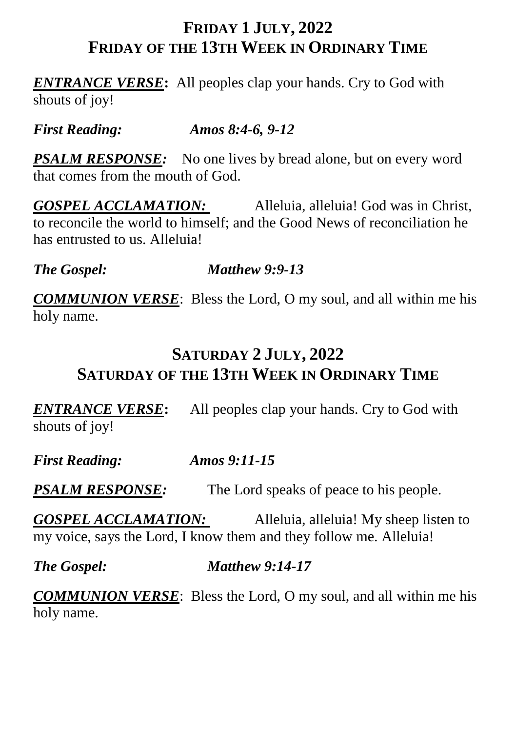## FRIDAY 1 JULY, 2022
## FRIDAY OF THE 13TH WEEK IN ORDINARY TIME

***ENTRANCE VERSE*:** All peoples clap your hands. Cry to God with shouts of joy!

***First Reading:*** ***Amos 8:4-6, 9-12***

***PSALM RESPONSE:*** No one lives by bread alone, but on every word that comes from the mouth of God.

***GOSPEL ACCLAMATION:*** Alleluia, alleluia! God was in Christ, to reconcile the world to himself; and the Good News of reconciliation he has entrusted to us. Alleluia!

***The Gospel:*** ***Matthew 9:9-13***

***COMMUNION VERSE***: Bless the Lord, O my soul, and all within me his holy name.

## SATURDAY 2 JULY, 2022
## SATURDAY OF THE 13TH WEEK IN ORDINARY TIME

***ENTRANCE VERSE*:** All peoples clap your hands. Cry to God with shouts of joy!

***First Reading:*** ***Amos 9:11-15***

***PSALM RESPONSE:*** The Lord speaks of peace to his people.

***GOSPEL ACCLAMATION:*** Alleluia, alleluia! My sheep listen to my voice, says the Lord, I know them and they follow me. Alleluia!

***The Gospel:*** ***Matthew 9:14-17***

***COMMUNION VERSE***: Bless the Lord, O my soul, and all within me his holy name.